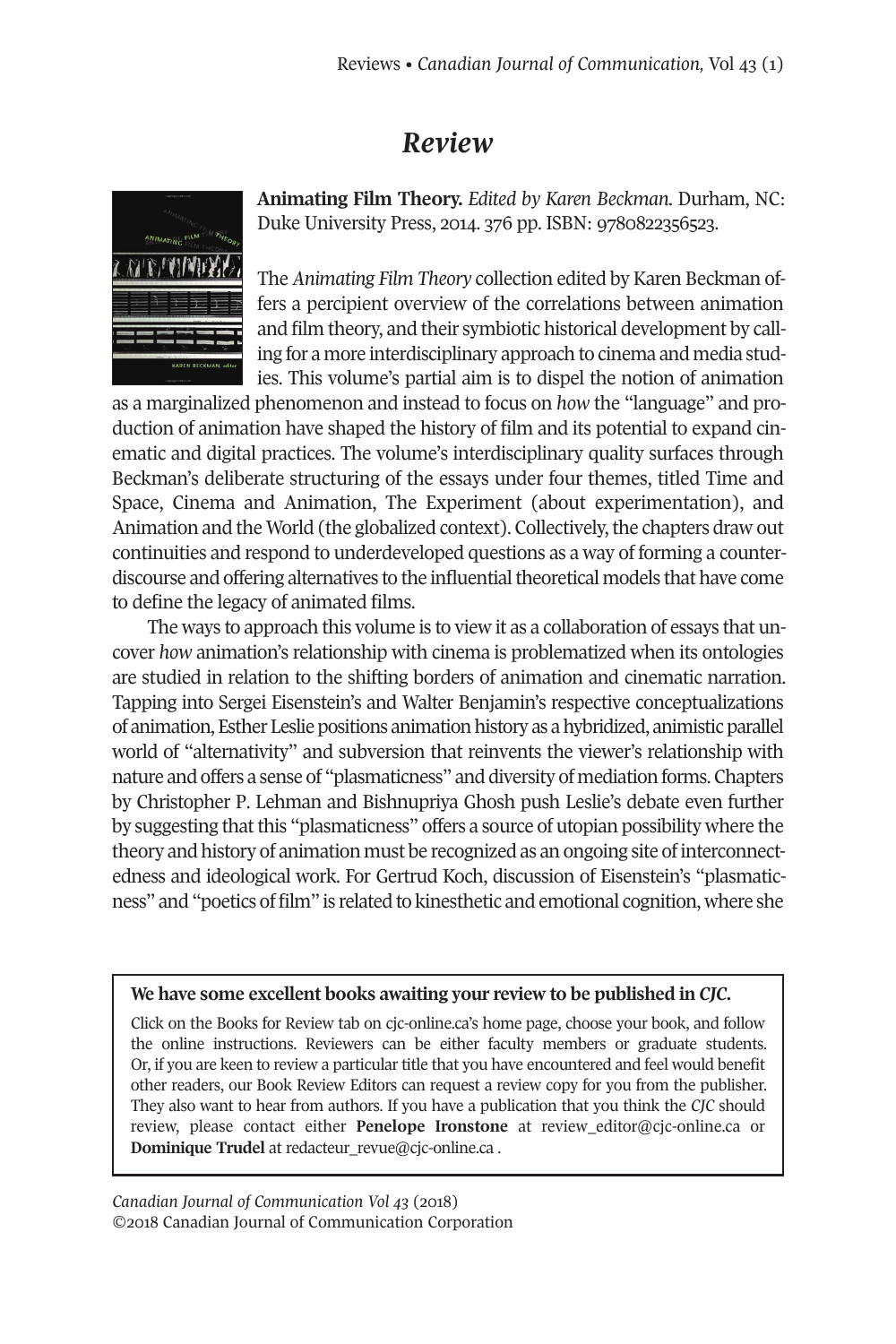# *Review*

**Animating Film Theory.** *Edited by Karen Beckman.* Durham, NC: Duke University Press, 2014. 376 pp. ISBN: 9780822356523.

The *Animating Film Theory* collection edited by Karen Beckman offers a percipient overview of the correlations between animation and film theory, and their symbiotic historical development by calling for a more interdisciplinary approach to cinema and media studies. This volume's partial aim is to dispel the notion of animation as a marginalized phenomenon and instead to focus on *how* the "language" and production of animation have shaped the history of film and its potential to expand cinematic and digital practices. The volume's interdisciplinary quality surfaces through Beckman's deliberate structuring of the essays under four themes, titled Time and Space, Cinema and Animation, The Experiment (about experimentation), and Animation and the World (the globalized context). Collectively, the chapters draw out continuities and respond to underdeveloped questions as a way of forming a counter-discourse and offering alternatives to the influential theoretical models that have come to define the legacy of animated films.

The ways to approach this volume is to view it as a collaboration of essays that uncover *how* animation's relationship with cinema is problematized when its ontologies are studied in relation to the shifting borders of animation and cinematic narration. Tapping into Sergei Eisenstein's and Walter Benjamin's respective conceptualizations of animation, Esther Leslie positions animation history as a hybridized, animistic parallel world of "alternativity" and subversion that reinvents the viewer's relationship with nature and offers a sense of "plasmaticness" and diversity of mediation forms. Chapters by Christopher P. Lehman and Bishnupriya Ghosh push Leslie's debate even further by suggesting that this "plasmaticness" offers a source of utopian possibility where the theory and history of animation must be recognized as an ongoing site of interconnectedness and ideological work. For Gertrud Koch, discussion of Eisenstein's "plasmaticness" and "poetics of film" is related to kinesthetic and emotional cognition, where she

**We have some excellent books awaiting your review to be published in *CJC*.**

Click on the Books for Review tab on cjc-online.ca's home page, choose your book, and follow the online instructions. Reviewers can be either faculty members or graduate students. Or, if you are keen to review a particular title that you have encountered and feel would benefit other readers, our Book Review Editors can request a review copy for you from the publisher. They also want to hear from authors. If you have a publication that you think the *CJC* should review, please contact either **Penelope Ironstone** at review_editor@cjc-online.ca or **Dominique Trudel** at redacteur_revue@cjc-online.ca .

*Canadian Journal of Communication Vol 43* (2018)
©2018 Canadian Journal of Communication Corporation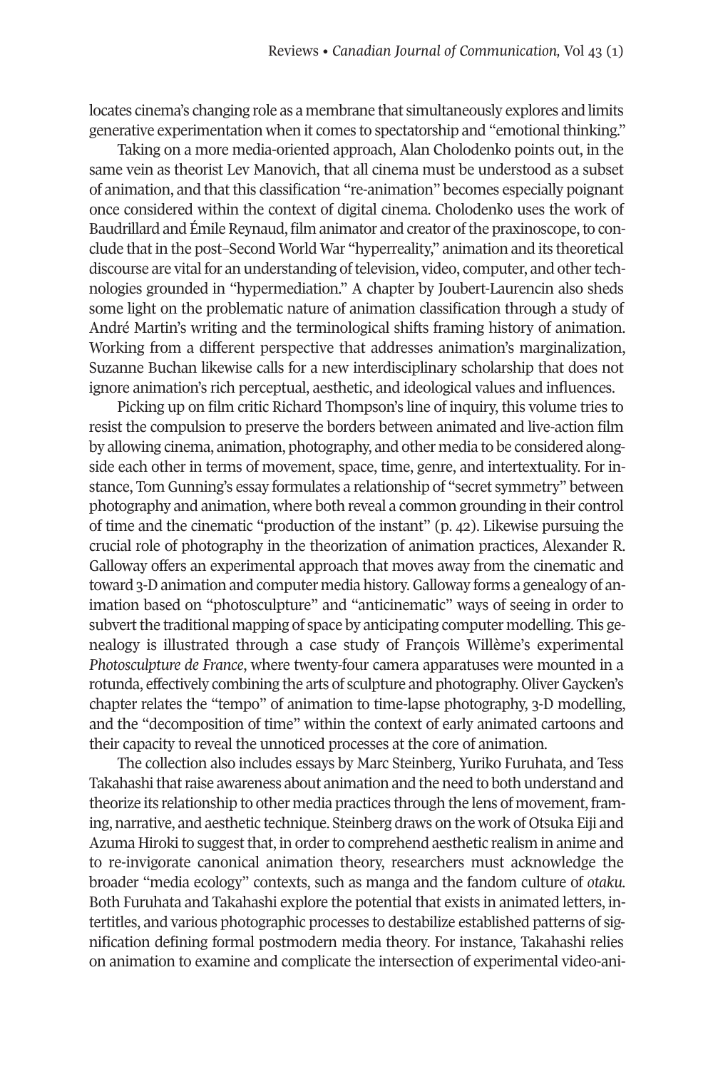locates cinema's changing role as a membrane that simultaneously explores and limits generative experimentation when it comes to spectatorship and "emotional thinking."

Taking on a more media-oriented approach, Alan Cholodenko points out, in the same vein as theorist Lev Manovich, that all cinema must be understood as a subset of animation, and that this classification "re-animation" becomes especially poignant once considered within the context of digital cinema. Cholodenko uses the work of Baudrillard and Émile Reynaud, film animator and creator of the praxinoscope, to conclude that in the post–Second World War "hyperreality," animation and its theoretical discourse are vital for an understanding of television, video, computer, and other technologies grounded in "hypermediation." A chapter by Joubert-Laurencin also sheds some light on the problematic nature of animation classification through a study of André Martin's writing and the terminological shifts framing history of animation. Working from a different perspective that addresses animation's marginalization, Suzanne Buchan likewise calls for a new interdisciplinary scholarship that does not ignore animation's rich perceptual, aesthetic, and ideological values and influences.

Picking up on film critic Richard Thompson's line of inquiry, this volume tries to resist the compulsion to preserve the borders between animated and live-action film by allowing cinema, animation, photography, and other media to be considered alongside each other in terms of movement, space, time, genre, and intertextuality. For instance, Tom Gunning's essay formulates a relationship of "secret symmetry" between photography and animation, where both reveal a common grounding in their control of time and the cinematic "production of the instant" (p. 42). Likewise pursuing the crucial role of photography in the theorization of animation practices, Alexander R. Galloway offers an experimental approach that moves away from the cinematic and toward 3-D animation and computer media history. Galloway forms a genealogy of animation based on "photosculpture" and "anticinematic" ways of seeing in order to subvert the traditional mapping of space by anticipating computer modelling. This genealogy is illustrated through a case study of François Willème's experimental *Photosculpture de France*, where twenty-four camera apparatuses were mounted in a rotunda, effectively combining the arts of sculpture and photography. Oliver Gaycken's chapter relates the "tempo" of animation to time-lapse photography, 3-D modelling, and the "decomposition of time" within the context of early animated cartoons and their capacity to reveal the unnoticed processes at the core of animation.

The collection also includes essays by Marc Steinberg, Yuriko Furuhata, and Tess Takahashi that raise awareness about animation and the need to both understand and theorize its relationship to other media practices through the lens of movement, framing, narrative, and aesthetic technique. Steinberg draws on the work of Otsuka Eiji and Azuma Hiroki to suggest that, in order to comprehend aesthetic realism in anime and to re-invigorate canonical animation theory, researchers must acknowledge the broader "media ecology" contexts, such as manga and the fandom culture of *otaku*. Both Furuhata and Takahashi explore the potential that exists in animated letters, intertitles, and various photographic processes to destabilize established patterns of signification defining formal postmodern media theory. For instance, Takahashi relies on animation to examine and complicate the intersection of experimental video-ani-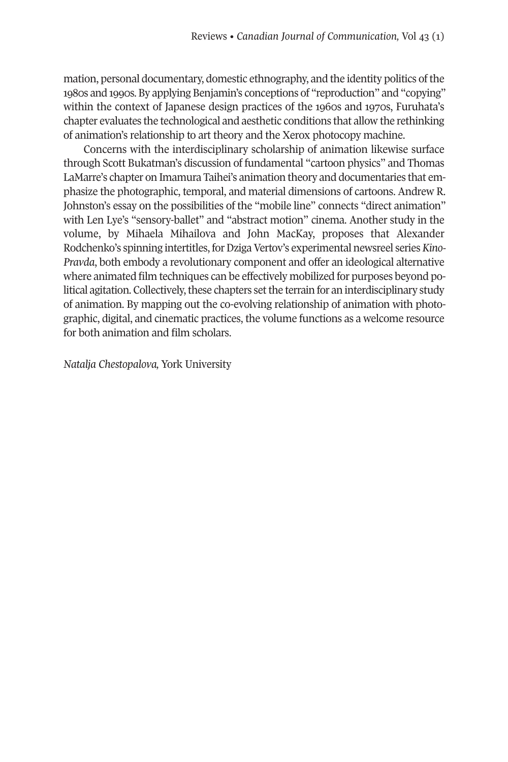mation, personal documentary, domestic ethnography, and the identity politics of the 1980s and 1990s. By applying Benjamin's conceptions of "reproduction" and "copying" within the context of Japanese design practices of the 1960s and 1970s, Furuhata's chapter evaluates the technological and aesthetic conditions that allow the rethinking of animation's relationship to art theory and the Xerox photocopy machine.

Concerns with the interdisciplinary scholarship of animation likewise surface through Scott Bukatman's discussion of fundamental "cartoon physics" and Thomas LaMarre's chapter on Imamura Taihei's animation theory and documentaries that emphasize the photographic, temporal, and material dimensions of cartoons. Andrew R. Johnston's essay on the possibilities of the "mobile line" connects "direct animation" with Len Lye's "sensory-ballet" and "abstract motion" cinema. Another study in the volume, by Mihaela Mihailova and John MacKay, proposes that Alexander Rodchenko's spinning intertitles, for Dziga Vertov's experimental newsreel series *Kino-Pravda*, both embody a revolutionary component and offer an ideological alternative where animated film techniques can be effectively mobilized for purposes beyond political agitation. Collectively, these chapters set the terrain for an interdisciplinary study of animation. By mapping out the co-evolving relationship of animation with photographic, digital, and cinematic practices, the volume functions as a welcome resource for both animation and film scholars.

*Natalja Chestopalova,* York University